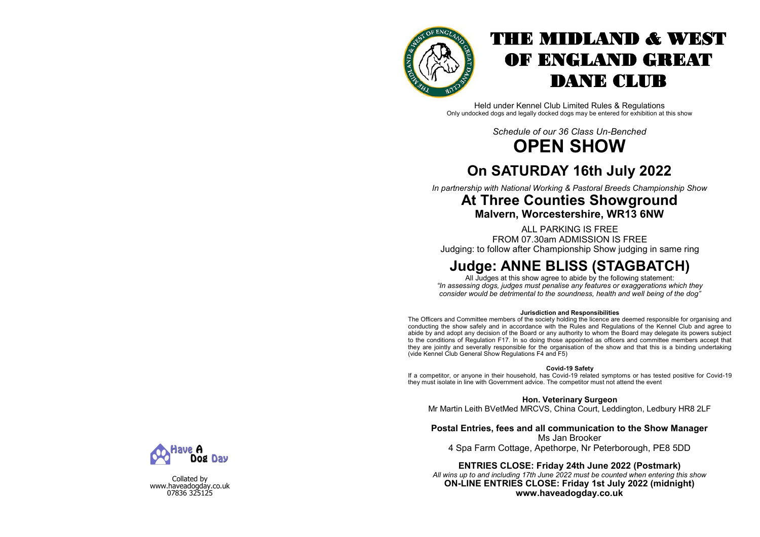# THE MIDLAND & WEST OF ENGLAND GREAT DANE CLUB

Held under Kennel Club Limited Rules & Regulations
Only undocked dogs and legally docked dogs may be entered for exhibition at this show

*Schedule of our 36 Class Un-Benched*

# OPEN SHOW

## On SATURDAY 16th July 2022

*In partnership with National Working & Pastoral Breeds Championship Show*

## At Three Counties Showground

### Malvern, Worcestershire, WR13 6NW

ALL PARKING IS FREE
FROM 07.30am ADMISSION IS FREE
Judging: to follow after Championship Show judging in same ring

## Judge: ANNE BLISS (STAGBATCH)

All Judges at this show agree to abide by the following statement:
*"In assessing dogs, judges must penalise any features or exaggerations which they consider would be detrimental to the soundness, health and well being of the dog"*

**Jurisdiction and Responsibilities**

The Officers and Committee members of the society holding the licence are deemed responsible for organising and conducting the show safely and in accordance with the Rules and Regulations of the Kennel Club and agree to abide by and adopt any decision of the Board or any authority to whom the Board may delegate its powers subject to the conditions of Regulation F17. In so doing those appointed as officers and committee members accept that they are jointly and severally responsible for the organisation of the show and that this is a binding undertaking (vide Kennel Club General Show Regulations F4 and F5)

**Covid-19 Safety**

If a competitor, or anyone in their household, has Covid-19 related symptoms or has tested positive for Covid-19 they must isolate in line with Government advice. The competitor must not attend the event

**Hon. Veterinary Surgeon**
Mr Martin Leith BVetMed MRCVS, China Court, Leddington, Ledbury HR8 2LF

**Postal Entries, fees and all communication to the Show Manager**
Ms Jan Brooker
4 Spa Farm Cottage, Apethorpe, Nr Peterborough, PE8 5DD

**ENTRIES CLOSE: Friday 24th June 2022 (Postmark)**
*All wins up to and including 17th June 2022 must be counted when entering this show*
**ON-LINE ENTRIES CLOSE: Friday 1st July 2022 (midnight)**
**www.haveadogday.co.uk**

Have A Dog Day

Collated by
www.haveadogday.co.uk
07836 325125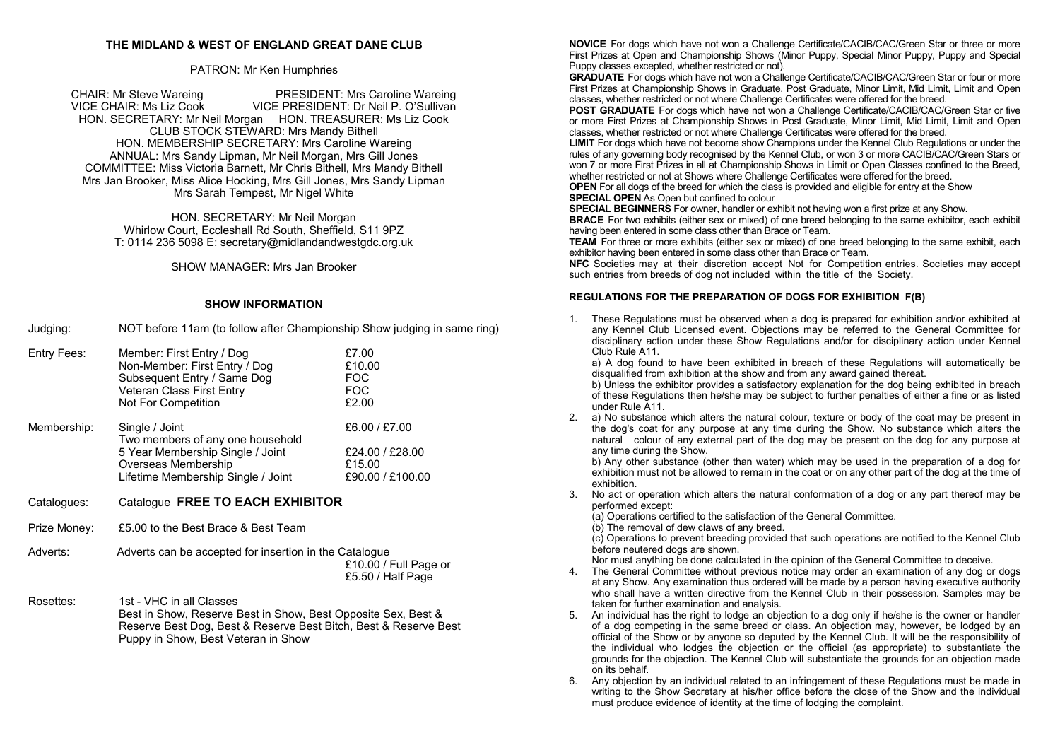## THE MIDLAND & WEST OF ENGLAND GREAT DANE CLUB

PATRON: Mr Ken Humphries

CHAIR: Mr Steve Wareing PRESIDENT: Mrs Caroline Wareing
VICE CHAIR: Ms Liz Cook VICE PRESIDENT: Dr Neil P. O'Sullivan
HON. SECRETARY: Mr Neil Morgan HON. TREASURER: Ms Liz Cook
CLUB STOCK STEWARD: Mrs Mandy Bithell
HON. MEMBERSHIP SECRETARY: Mrs Caroline Wareing
ANNUAL: Mrs Sandy Lipman, Mr Neil Morgan, Mrs Gill Jones
COMMITTEE: Miss Victoria Barnett, Mr Chris Bithell, Mrs Mandy Bithell
Mrs Jan Brooker, Miss Alice Hocking, Mrs Gill Jones, Mrs Sandy Lipman
Mrs Sarah Tempest, Mr Nigel White

HON. SECRETARY: Mr Neil Morgan
Whirlow Court, Eccleshall Rd South, Sheffield, S11 9PZ
T: 0114 236 5098 E: secretary@midlandandwestgdc.org.uk

SHOW MANAGER: Mrs Jan Brooker

### SHOW INFORMATION

Judging: NOT before 11am (to follow after Championship Show judging in same ring)

Entry Fees:

| | |
|---|---|
| Member: First Entry / Dog | £7.00 |
| Non-Member: First Entry / Dog | £10.00 |
| Subsequent Entry / Same Dog | FOC |
| Veteran Class First Entry | FOC |
| Not For Competition | £2.00 |

Membership:

| | |
|---|---|
| Single / Joint | £6.00 / £7.00 |
| Two members of any one household | |
| 5 Year Membership Single / Joint | £24.00 / £28.00 |
| Overseas Membership | £15.00 |
| Lifetime Membership Single / Joint | £90.00 / £100.00 |

Catalogues: Catalogue **FREE TO EACH EXHIBITOR**

Prize Money: £5.00 to the Best Brace & Best Team

Adverts: Adverts can be accepted for insertion in the Catalogue
£10.00 / Full Page or
£5.50 / Half Page

Rosettes: 1st - VHC in all Classes
Best in Show, Reserve Best in Show, Best Opposite Sex, Best & Reserve Best Dog, Best & Reserve Best Bitch, Best & Reserve Best Puppy in Show, Best Veteran in Show

**NOVICE** For dogs which have not won a Challenge Certificate/CACIB/CAC/Green Star or three or more First Prizes at Open and Championship Shows (Minor Puppy, Special Minor Puppy, Puppy and Special Puppy classes excepted, whether restricted or not).

**GRADUATE** For dogs which have not won a Challenge Certificate/CACIB/CAC/Green Star or four or more First Prizes at Championship Shows in Graduate, Post Graduate, Minor Limit, Mid Limit, Limit and Open classes, whether restricted or not where Challenge Certificates were offered for the breed.

**POST GRADUATE** For dogs which have not won a Challenge Certificate/CACIB/CAC/Green Star or five or more First Prizes at Championship Shows in Post Graduate, Minor Limit, Mid Limit, Limit and Open classes, whether restricted or not where Challenge Certificates were offered for the breed.

**LIMIT** For dogs which have not become show Champions under the Kennel Club Regulations or under the rules of any governing body recognised by the Kennel Club, or won 3 or more CACIB/CAC/Green Stars or won 7 or more First Prizes in all at Championship Shows in Limit or Open Classes confined to the Breed, whether restricted or not at Shows where Challenge Certificates were offered for the breed.

**OPEN** For all dogs of the breed for which the class is provided and eligible for entry at the Show

**SPECIAL OPEN** As Open but confined to colour

**SPECIAL BEGINNERS** For owner, handler or exhibit not having won a first prize at any Show.

**BRACE** For two exhibits (either sex or mixed) of one breed belonging to the same exhibitor, each exhibit having been entered in some class other than Brace or Team.

**TEAM** For three or more exhibits (either sex or mixed) of one breed belonging to the same exhibit, each exhibitor having been entered in some class other than Brace or Team.

**NFC** Societies may at their discretion accept Not for Competition entries. Societies may accept such entries from breeds of dog not included within the title of the Society.

### REGULATIONS FOR THE PREPARATION OF DOGS FOR EXHIBITION F(B)

1. These Regulations must be observed when a dog is prepared for exhibition and/or exhibited at any Kennel Club Licensed event. Objections may be referred to the General Committee for disciplinary action under these Show Regulations and/or for disciplinary action under Kennel Club Rule A11.
   a) A dog found to have been exhibited in breach of these Regulations will automatically be disqualified from exhibition at the show and from any award gained thereat.
   b) Unless the exhibitor provides a satisfactory explanation for the dog being exhibited in breach of these Regulations then he/she may be subject to further penalties of either a fine or as listed under Rule A11.
2. a) No substance which alters the natural colour, texture or body of the coat may be present in the dog's coat for any purpose at any time during the Show. No substance which alters the natural colour of any external part of the dog may be present on the dog for any purpose at any time during the Show.
   b) Any other substance (other than water) which may be used in the preparation of a dog for exhibition must not be allowed to remain in the coat or on any other part of the dog at the time of exhibition.
3. No act or operation which alters the natural conformation of a dog or any part thereof may be performed except:
   (a) Operations certified to the satisfaction of the General Committee.
   (b) The removal of dew claws of any breed.
   (c) Operations to prevent breeding provided that such operations are notified to the Kennel Club before neutered dogs are shown.
   Nor must anything be done calculated in the opinion of the General Committee to deceive.
4. The General Committee without previous notice may order an examination of any dog or dogs at any Show. Any examination thus ordered will be made by a person having executive authority who shall have a written directive from the Kennel Club in their possession. Samples may be taken for further examination and analysis.
5. An individual has the right to lodge an objection to a dog only if he/she is the owner or handler of a dog competing in the same breed or class. An objection may, however, be lodged by an official of the Show or by anyone so deputed by the Kennel Club. It will be the responsibility of the individual who lodges the objection or the official (as appropriate) to substantiate the grounds for the objection. The Kennel Club will substantiate the grounds for an objection made on its behalf.
6. Any objection by an individual related to an infringement of these Regulations must be made in writing to the Show Secretary at his/her office before the close of the Show and the individual must produce evidence of identity at the time of lodging the complaint.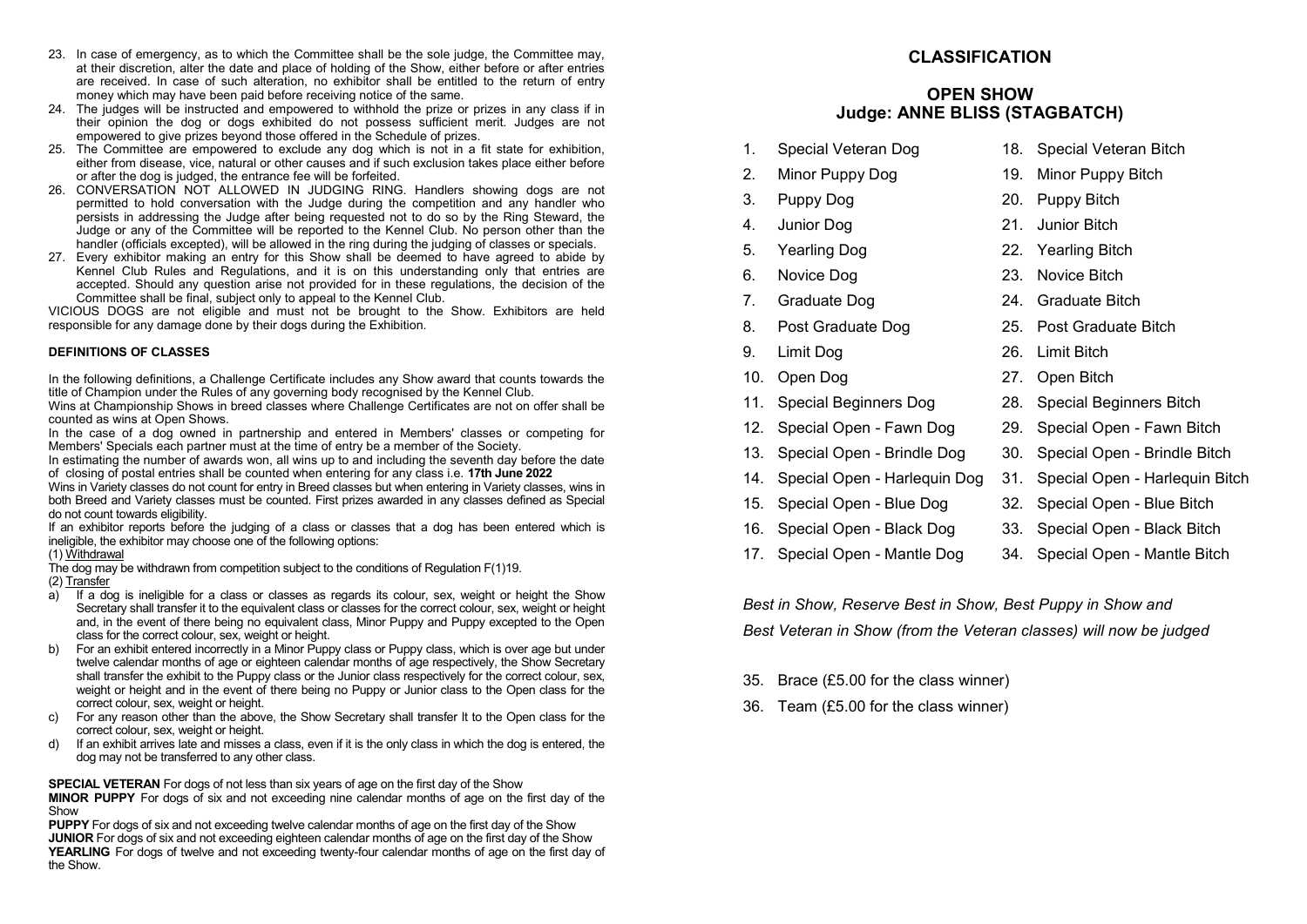23. In case of emergency, as to which the Committee shall be the sole judge, the Committee may, at their discretion, alter the date and place of holding of the Show, either before or after entries are received. In case of such alteration, no exhibitor shall be entitled to the return of entry money which may have been paid before receiving notice of the same.
24. The judges will be instructed and empowered to withhold the prize or prizes in any class if in their opinion the dog or dogs exhibited do not possess sufficient merit. Judges are not empowered to give prizes beyond those offered in the Schedule of prizes.
25. The Committee are empowered to exclude any dog which is not in a fit state for exhibition, either from disease, vice, natural or other causes and if such exclusion takes place either before or after the dog is judged, the entrance fee will be forfeited.
26. CONVERSATION NOT ALLOWED IN JUDGING RING. Handlers showing dogs are not permitted to hold conversation with the Judge during the competition and any handler who persists in addressing the Judge after being requested not to do so by the Ring Steward, the Judge or any of the Committee will be reported to the Kennel Club. No person other than the handler (officials excepted), will be allowed in the ring during the judging of classes or specials.
27. Every exhibitor making an entry for this Show shall be deemed to have agreed to abide by Kennel Club Rules and Regulations, and it is on this understanding only that entries are accepted. Should any question arise not provided for in these regulations, the decision of the Committee shall be final, subject only to appeal to the Kennel Club.

VICIOUS DOGS are not eligible and must not be brought to the Show. Exhibitors are held responsible for any damage done by their dogs during the Exhibition.

**DEFINITIONS OF CLASSES**

In the following definitions, a Challenge Certificate includes any Show award that counts towards the title of Champion under the Rules of any governing body recognised by the Kennel Club.

Wins at Championship Shows in breed classes where Challenge Certificates are not on offer shall be counted as wins at Open Shows.

In the case of a dog owned in partnership and entered in Members' classes or competing for Members' Specials each partner must at the time of entry be a member of the Society.

In estimating the number of awards won, all wins up to and including the seventh day before the date of closing of postal entries shall be counted when entering for any class i.e. **17th June 2022**

Wins in Variety classes do not count for entry in Breed classes but when entering in Variety classes, wins in both Breed and Variety classes must be counted. First prizes awarded in any classes defined as Special do not count towards eligibility.

If an exhibitor reports before the judging of a class or classes that a dog has been entered which is ineligible, the exhibitor may choose one of the following options:

(1) Withdrawal

The dog may be withdrawn from competition subject to the conditions of Regulation F(1)19.

(2) Transfer

a) If a dog is ineligible for a class or classes as regards its colour, sex, weight or height the Show Secretary shall transfer it to the equivalent class or classes for the correct colour, sex, weight or height and, in the event of there being no equivalent class, Minor Puppy and Puppy excepted to the Open class for the correct colour, sex, weight or height.
b) For an exhibit entered incorrectly in a Minor Puppy class or Puppy class, which is over age but under twelve calendar months of age or eighteen calendar months of age respectively, the Show Secretary shall transfer the exhibit to the Puppy class or the Junior class respectively for the correct colour, sex, weight or height and in the event of there being no Puppy or Junior class to the Open class for the correct colour, sex, weight or height.
c) For any reason other than the above, the Show Secretary shall transfer It to the Open class for the correct colour, sex, weight or height.
d) If an exhibit arrives late and misses a class, even if it is the only class in which the dog is entered, the dog may not be transferred to any other class.

**SPECIAL VETERAN** For dogs of not less than six years of age on the first day of the Show
**MINOR PUPPY** For dogs of six and not exceeding nine calendar months of age on the first day of the Show
**PUPPY** For dogs of six and not exceeding twelve calendar months of age on the first day of the Show
**JUNIOR** For dogs of six and not exceeding eighteen calendar months of age on the first day of the Show
**YEARLING** For dogs of twelve and not exceeding twenty-four calendar months of age on the first day of the Show.

## CLASSIFICATION

### OPEN SHOW
### Judge: ANNE BLISS (STAGBATCH)

1. Special Veteran Dog
2. Minor Puppy Dog
3. Puppy Dog
4. Junior Dog
5. Yearling Dog
6. Novice Dog
7. Graduate Dog
8. Post Graduate Dog
9. Limit Dog
10. Open Dog
11. Special Beginners Dog
12. Special Open - Fawn Dog
13. Special Open - Brindle Dog
14. Special Open - Harlequin Dog
15. Special Open - Blue Dog
16. Special Open - Black Dog
17. Special Open - Mantle Dog
18. Special Veteran Bitch
19. Minor Puppy Bitch
20. Puppy Bitch
21. Junior Bitch
22. Yearling Bitch
23. Novice Bitch
24. Graduate Bitch
25. Post Graduate Bitch
26. Limit Bitch
27. Open Bitch
28. Special Beginners Bitch
29. Special Open - Fawn Bitch
30. Special Open - Brindle Bitch
31. Special Open - Harlequin Bitch
32. Special Open - Blue Bitch
33. Special Open - Black Bitch
34. Special Open - Mantle Bitch

*Best in Show, Reserve Best in Show, Best Puppy in Show and Best Veteran in Show (from the Veteran classes) will now be judged*

35. Brace (£5.00 for the class winner)
36. Team (£5.00 for the class winner)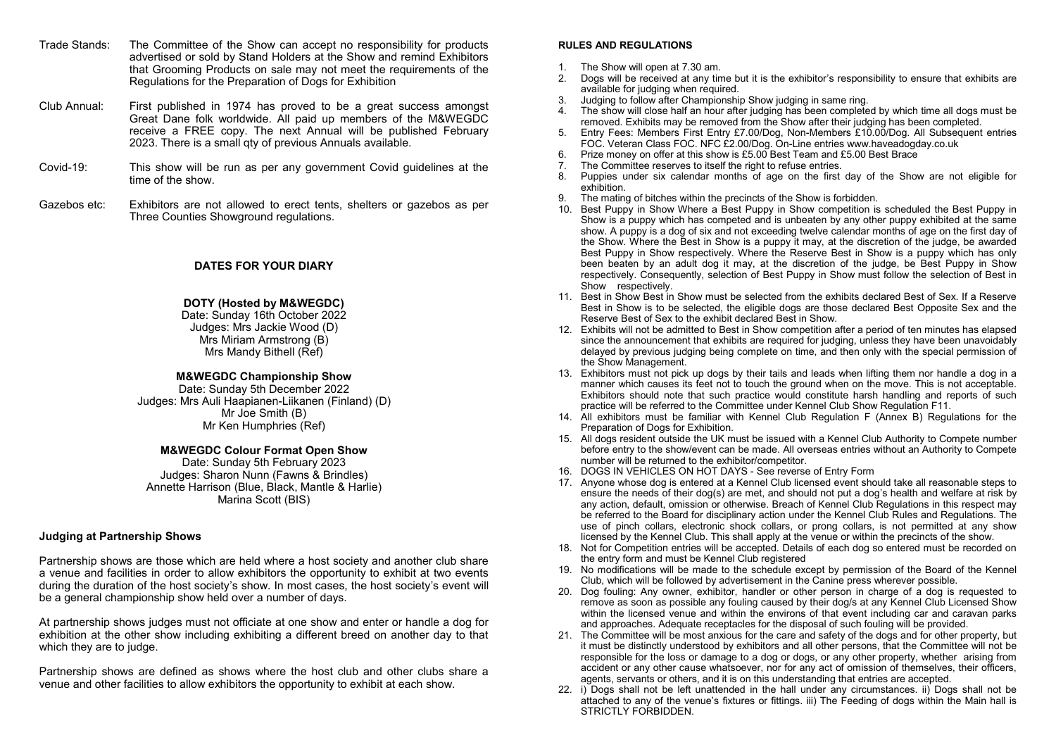Trade Stands: The Committee of the Show can accept no responsibility for products advertised or sold by Stand Holders at the Show and remind Exhibitors that Grooming Products on sale may not meet the requirements of the Regulations for the Preparation of Dogs for Exhibition

Club Annual: First published in 1974 has proved to be a great success amongst Great Dane folk worldwide. All paid up members of the M&WEGDC receive a FREE copy. The next Annual will be published February 2023. There is a small qty of previous Annuals available.

Covid-19: This show will be run as per any government Covid guidelines at the time of the show.

Gazebos etc: Exhibitors are not allowed to erect tents, shelters or gazebos as per Three Counties Showground regulations.

## DATES FOR YOUR DIARY

**DOTY (Hosted by M&WEGDC)**
Date: Sunday 16th October 2022
Judges: Mrs Jackie Wood (D)
Mrs Miriam Armstrong (B)
Mrs Mandy Bithell (Ref)

**M&WEGDC Championship Show**
Date: Sunday 5th December 2022
Judges: Mrs Auli Haapianen-Liikanen (Finland) (D)
Mr Joe Smith (B)
Mr Ken Humphries (Ref)

**M&WEGDC Colour Format Open Show**
Date: Sunday 5th February 2023
Judges: Sharon Nunn (Fawns & Brindles)
Annette Harrison (Blue, Black, Mantle & Harlie)
Marina Scott (BIS)

### Judging at Partnership Shows

Partnership shows are those which are held where a host society and another club share a venue and facilities in order to allow exhibitors the opportunity to exhibit at two events during the duration of the host society's show. In most cases, the host society's event will be a general championship show held over a number of days.

At partnership shows judges must not officiate at one show and enter or handle a dog for exhibition at the other show including exhibiting a different breed on another day to that which they are to judge.

Partnership shows are defined as shows where the host club and other clubs share a venue and other facilities to allow exhibitors the opportunity to exhibit at each show.

#### RULES AND REGULATIONS

1. The Show will open at 7.30 am.
2. Dogs will be received at any time but it is the exhibitor's responsibility to ensure that exhibits are available for judging when required.
3. Judging to follow after Championship Show judging in same ring.
4. The show will close half an hour after judging has been completed by which time all dogs must be removed. Exhibits may be removed from the Show after their judging has been completed.
5. Entry Fees: Members First Entry £7.00/Dog, Non-Members £10.00/Dog. All Subsequent entries FOC. Veteran Class FOC. NFC £2.00/Dog. On-Line entries www.haveadogday.co.uk
6. Prize money on offer at this show is £5.00 Best Team and £5.00 Best Brace
7. The Committee reserves to itself the right to refuse entries.
8. Puppies under six calendar months of age on the first day of the Show are not eligible for exhibition.
9. The mating of bitches within the precincts of the Show is forbidden.
10. Best Puppy in Show Where a Best Puppy in Show competition is scheduled the Best Puppy in Show is a puppy which has competed and is unbeaten by any other puppy exhibited at the same show. A puppy is a dog of six and not exceeding twelve calendar months of age on the first day of the Show. Where the Best in Show is a puppy it may, at the discretion of the judge, be awarded Best Puppy in Show respectively. Where the Reserve Best in Show is a puppy which has only been beaten by an adult dog it may, at the discretion of the judge, be Best Puppy in Show respectively. Consequently, selection of Best Puppy in Show must follow the selection of Best in Show respectively.
11. Best in Show Best in Show must be selected from the exhibits declared Best of Sex. If a Reserve Best in Show is to be selected, the eligible dogs are those declared Best Opposite Sex and the Reserve Best of Sex to the exhibit declared Best in Show.
12. Exhibits will not be admitted to Best in Show competition after a period of ten minutes has elapsed since the announcement that exhibits are required for judging, unless they have been unavoidably delayed by previous judging being complete on time, and then only with the special permission of the Show Management.
13. Exhibitors must not pick up dogs by their tails and leads when lifting them nor handle a dog in a manner which causes its feet not to touch the ground when on the move. This is not acceptable. Exhibitors should note that such practice would constitute harsh handling and reports of such practice will be referred to the Committee under Kennel Club Show Regulation F11.
14. All exhibitors must be familiar with Kennel Club Regulation F (Annex B) Regulations for the Preparation of Dogs for Exhibition.
15. All dogs resident outside the UK must be issued with a Kennel Club Authority to Compete number before entry to the show/event can be made. All overseas entries without an Authority to Compete number will be returned to the exhibitor/competitor.
16. DOGS IN VEHICLES ON HOT DAYS - See reverse of Entry Form
17. Anyone whose dog is entered at a Kennel Club licensed event should take all reasonable steps to ensure the needs of their dog(s) are met, and should not put a dog's health and welfare at risk by any action, default, omission or otherwise. Breach of Kennel Club Regulations in this respect may be referred to the Board for disciplinary action under the Kennel Club Rules and Regulations. The use of pinch collars, electronic shock collars, or prong collars, is not permitted at any show licensed by the Kennel Club. This shall apply at the venue or within the precincts of the show.
18. Not for Competition entries will be accepted. Details of each dog so entered must be recorded on the entry form and must be Kennel Club registered
19. No modifications will be made to the schedule except by permission of the Board of the Kennel Club, which will be followed by advertisement in the Canine press wherever possible.
20. Dog fouling: Any owner, exhibitor, handler or other person in charge of a dog is requested to remove as soon as possible any fouling caused by their dog/s at any Kennel Club Licensed Show within the licensed venue and within the environs of that event including car and caravan parks and approaches. Adequate receptacles for the disposal of such fouling will be provided.
21. The Committee will be most anxious for the care and safety of the dogs and for other property, but it must be distinctly understood by exhibitors and all other persons, that the Committee will not be responsible for the loss or damage to a dog or dogs, or any other property, whether arising from accident or any other cause whatsoever, nor for any act of omission of themselves, their officers, agents, servants or others, and it is on this understanding that entries are accepted.
22. i) Dogs shall not be left unattended in the hall under any circumstances. ii) Dogs shall not be attached to any of the venue's fixtures or fittings. iii) The Feeding of dogs within the Main hall is STRICTLY FORBIDDEN.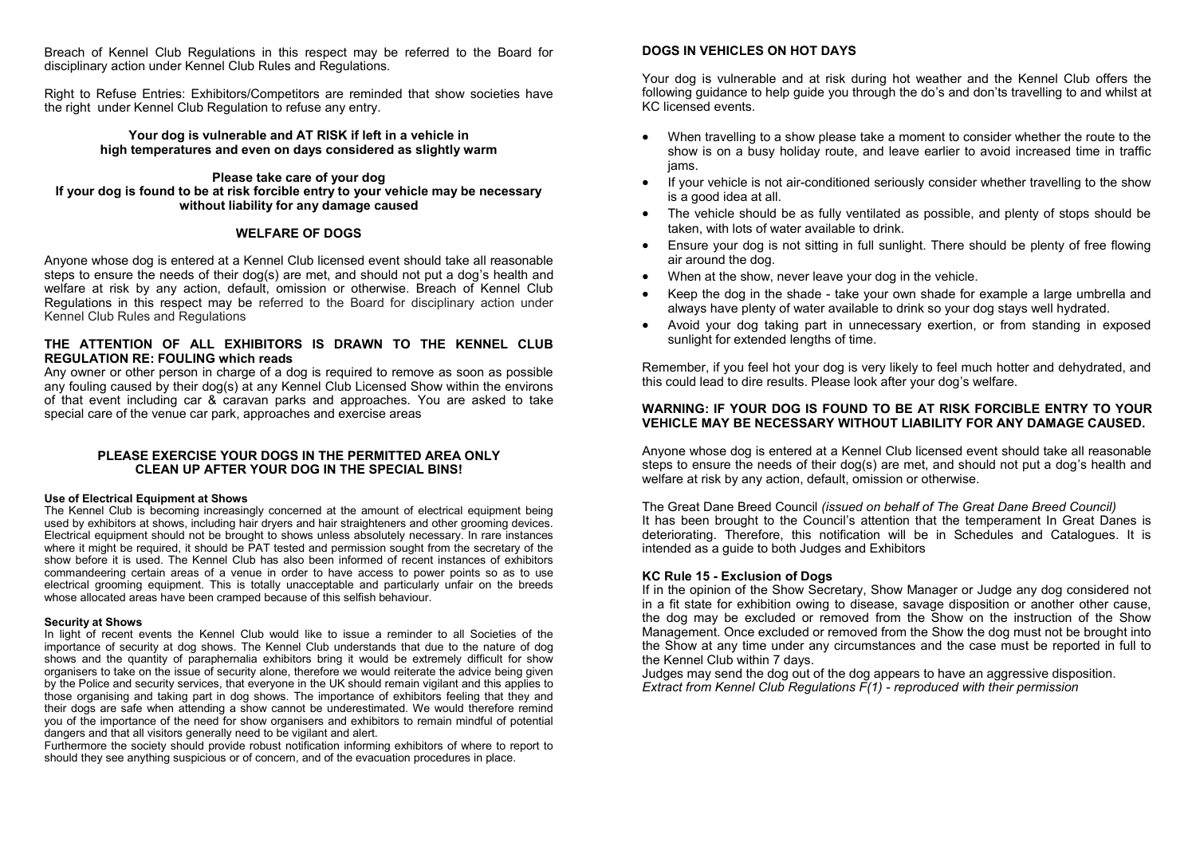Breach of Kennel Club Regulations in this respect may be referred to the Board for disciplinary action under Kennel Club Rules and Regulations.

Right to Refuse Entries: Exhibitors/Competitors are reminded that show societies have the right under Kennel Club Regulation to refuse any entry.

**Your dog is vulnerable and AT RISK if left in a vehicle in high temperatures and even on days considered as slightly warm**

**Please take care of your dog**
**If your dog is found to be at risk forcible entry to your vehicle may be necessary without liability for any damage caused**

## WELFARE OF DOGS

Anyone whose dog is entered at a Kennel Club licensed event should take all reasonable steps to ensure the needs of their dog(s) are met, and should not put a dog's health and welfare at risk by any action, default, omission or otherwise. Breach of Kennel Club Regulations in this respect may be referred to the Board for disciplinary action under Kennel Club Rules and Regulations

## THE ATTENTION OF ALL EXHIBITORS IS DRAWN TO THE KENNEL CLUB REGULATION RE: FOULING which reads

Any owner or other person in charge of a dog is required to remove as soon as possible any fouling caused by their dog(s) at any Kennel Club Licensed Show within the environs of that event including car & caravan parks and approaches. You are asked to take special care of the venue car park, approaches and exercise areas

**PLEASE EXERCISE YOUR DOGS IN THE PERMITTED AREA ONLY**
**CLEAN UP AFTER YOUR DOG IN THE SPECIAL BINS!**

### Use of Electrical Equipment at Shows

The Kennel Club is becoming increasingly concerned at the amount of electrical equipment being used by exhibitors at shows, including hair dryers and hair straighteners and other grooming devices. Electrical equipment should not be brought to shows unless absolutely necessary. In rare instances where it might be required, it should be PAT tested and permission sought from the secretary of the show before it is used. The Kennel Club has also been informed of recent instances of exhibitors commandeering certain areas of a venue in order to have access to power points so as to use electrical grooming equipment. This is totally unacceptable and particularly unfair on the breeds whose allocated areas have been cramped because of this selfish behaviour.

### Security at Shows

In light of recent events the Kennel Club would like to issue a reminder to all Societies of the importance of security at dog shows. The Kennel Club understands that due to the nature of dog shows and the quantity of paraphernalia exhibitors bring it would be extremely difficult for show organisers to take on the issue of security alone, therefore we would reiterate the advice being given by the Police and security services, that everyone in the UK should remain vigilant and this applies to those organising and taking part in dog shows. The importance of exhibitors feeling that they and their dogs are safe when attending a show cannot be underestimated. We would therefore remind you of the importance of the need for show organisers and exhibitors to remain mindful of potential dangers and that all visitors generally need to be vigilant and alert.

Furthermore the society should provide robust notification informing exhibitors of where to report to should they see anything suspicious or of concern, and of the evacuation procedures in place.

## DOGS IN VEHICLES ON HOT DAYS

Your dog is vulnerable and at risk during hot weather and the Kennel Club offers the following guidance to help guide you through the do's and don'ts travelling to and whilst at KC licensed events.

- When travelling to a show please take a moment to consider whether the route to the show is on a busy holiday route, and leave earlier to avoid increased time in traffic jams.
- If your vehicle is not air-conditioned seriously consider whether travelling to the show is a good idea at all.
- The vehicle should be as fully ventilated as possible, and plenty of stops should be taken, with lots of water available to drink.
- Ensure your dog is not sitting in full sunlight. There should be plenty of free flowing air around the dog.
- When at the show, never leave your dog in the vehicle.
- Keep the dog in the shade - take your own shade for example a large umbrella and always have plenty of water available to drink so your dog stays well hydrated.
- Avoid your dog taking part in unnecessary exertion, or from standing in exposed sunlight for extended lengths of time.

Remember, if you feel hot your dog is very likely to feel much hotter and dehydrated, and this could lead to dire results. Please look after your dog's welfare.

**WARNING: IF YOUR DOG IS FOUND TO BE AT RISK FORCIBLE ENTRY TO YOUR VEHICLE MAY BE NECESSARY WITHOUT LIABILITY FOR ANY DAMAGE CAUSED.**

Anyone whose dog is entered at a Kennel Club licensed event should take all reasonable steps to ensure the needs of their dog(s) are met, and should not put a dog's health and welfare at risk by any action, default, omission or otherwise.

The Great Dane Breed Council *(issued on behalf of The Great Dane Breed Council)*
It has been brought to the Council's attention that the temperament In Great Danes is deteriorating. Therefore, this notification will be in Schedules and Catalogues. It is intended as a guide to both Judges and Exhibitors

### KC Rule 15 - Exclusion of Dogs

If in the opinion of the Show Secretary, Show Manager or Judge any dog considered not in a fit state for exhibition owing to disease, savage disposition or another other cause, the dog may be excluded or removed from the Show on the instruction of the Show Management. Once excluded or removed from the Show the dog must not be brought into the Show at any time under any circumstances and the case must be reported in full to the Kennel Club within 7 days.

Judges may send the dog out of the dog appears to have an aggressive disposition.
*Extract from Kennel Club Regulations F(1) - reproduced with their permission*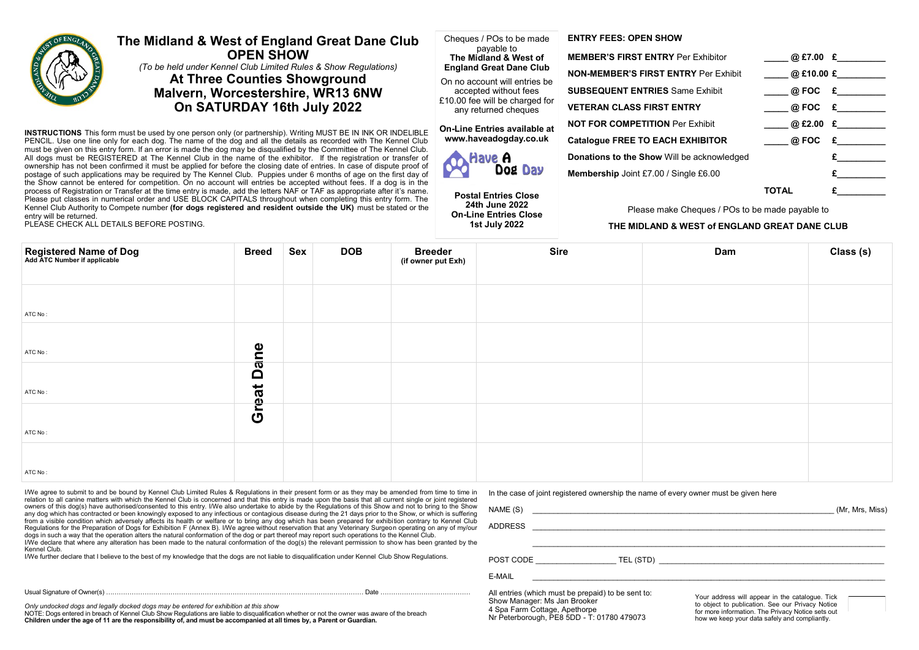# The Midland & West of England Great Dane Club
## OPEN SHOW

*(To be held under Kennel Club Limited Rules & Show Regulations)*

## At Three Counties Showground
## Malvern, Worcestershire, WR13 6NW
## On SATURDAY 16th July 2022

**INSTRUCTIONS** This form must be used by one person only (or partnership). Writing MUST BE IN INK OR INDELIBLE PENCIL. Use one line only for each dog. The name of the dog and all the details as recorded with The Kennel Club must be given on this entry form. If an error is made the dog may be disqualified by the Committee of The Kennel Club. All dogs must be REGISTERED at The Kennel Club in the name of the exhibitor. If the registration or transfer of ownership has not been confirmed it must be applied for before the closing date of entries. In case of dispute proof of postage of such applications may be required by The Kennel Club. Puppies under 6 months of age on the first day of the Show cannot be entered for competition. On no account will entries be accepted without fees. If a dog is in the process of Registration or Transfer at the time entry is made, add the letters NAF or TAF as appropriate after it's name. Please put classes in numerical order and USE BLOCK CAPITALS throughout when completing this entry form. The Kennel Club Authority to Compete number **(for dogs registered and resident outside the UK)** must be stated or the entry will be returned.
PLEASE CHECK ALL DETAILS BEFORE POSTING.

Cheques / POs to be made payable to
**The Midland & West of England Great Dane Club**

On no account will entries be accepted without fees
£10.00 fee will be charged for any returned cheques

**On-Line Entries available at www.haveadogday.co.uk**

Have A Dog Day

**Postal Entries Close 24th June 2022**
**On-Line Entries Close 1st July 2022**

**ENTRY FEES: OPEN SHOW**

| | | |
|---|---|---|
| **MEMBER'S FIRST ENTRY** Per Exhibitor | _____ @ £7.00 | £_________ |
| **NON-MEMBER'S FIRST ENTRY** Per Exhibit | _____ @ £10.00 | £_________ |
| **SUBSEQUENT ENTRIES** Same Exhibit | _____ @ FOC | £_________ |
| **VETERAN CLASS FIRST ENTRY** | _____ @ FOC | £_________ |
| **NOT FOR COMPETITION** Per Exhibit | _____ @ £2.00 | £_________ |
| **Catalogue FREE TO EACH EXHIBITOR** | _____ @ FOC | £_________ |
| **Donations to the Show** Will be acknowledged | | £_________ |
| **Membership** Joint £7.00 / Single £6.00 | | £_________ |
| | **TOTAL** | £_________ |

Please make Cheques / POs to be made payable to

**THE MIDLAND & WEST of ENGLAND GREAT DANE CLUB**

| **Registered Name of Dog** Add ATC Number if applicable | **Breed** | **Sex** | **DOB** | **Breeder** (if owner put Exh) | **Sire** | **Dam** | **Class (s)** |
|---|---|---|---|---|---|---|---|
| ATC No : | Great Dane | | | | | | |
| ATC No : | | | | | | | |
| ATC No : | | | | | | | |
| ATC No : | | | | | | | |
| ATC No : | | | | | | | |

I/We agree to submit to and be bound by Kennel Club Limited Rules & Regulations in their present form or as they may be amended from time to time in relation to all canine matters with which the Kennel Club is concerned and that this entry is made upon the basis that all current single or joint registered owners of this dog(s) have authorised/consented to this entry. I/We also undertake to abide by the Regulations of this Show and not to bring to the Show any dog which has contracted or been knowingly exposed to any infectious or contagious disease during the 21 days prior to the Show, or which is suffering from a visible condition which adversely affects its health or welfare or to bring any dog which has been prepared for exhibition contrary to Kennel Club Regulations for the Preparation of Dogs for Exhibition F (Annex B). I/We agree without reservation that any Veterinary Surgeon operating on any of my/our dogs in such a way that the operation alters the natural conformation of the dog or part thereof may report such operations to the Kennel Club.
I/We declare that where any alteration has been made to the natural conformation of the dog(s) the relevant permission to show has been granted by the Kennel Club.
I/We further declare that I believe to the best of my knowledge that the dogs are not liable to disqualification under Kennel Club Show Regulations.

Usual Signature of Owner(s) ................................................................................................................................ Date ..........................................

*Only undocked dogs and legally docked dogs may be entered for exhibition at this show*
NOTE: Dogs entered in breach of Kennel Club Show Regulations are liable to disqualification whether or not the owner was aware of the breach
**Children under the age of 11 are the responsibility of, and must be accompanied at all times by, a Parent or Guardian.**

In the case of joint registered ownership the name of every owner must be given here

NAME (S) ____________________________________________________________________ (Mr, Mrs, Miss)

ADDRESS ______________________________________________________________________________

_____________________________________________________________________________________

POST CODE __________________ TEL (STD) ___________________________________________________

E-MAIL _______________________________________________________________________________

All entries (which must be prepaid) to be sent to:
Show Manager: Ms Jan Brooker
4 Spa Farm Cottage, Apethorpe
Nr Peterborough, PE8 5DD - T: 01780 479073

Your address will appear in the catalogue. Tick to object to publication. See our Privacy Notice for more information. The Privacy Notice sets out how we keep your data safely and compliantly.